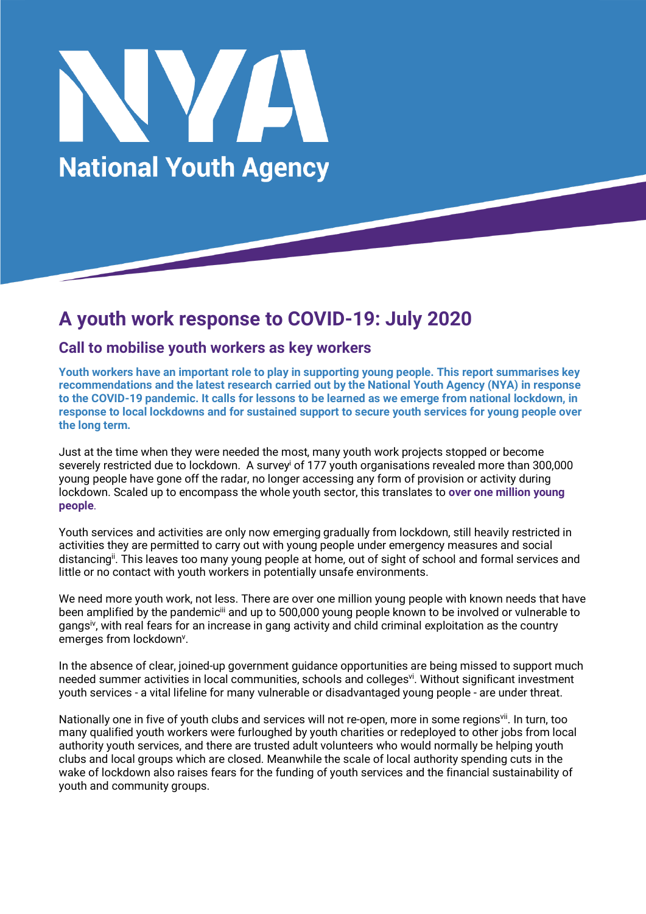# National Youth Agency

# A youth work response to COVID-19: July 2020

## Call to mobilise youth workers as key workers

**Youth workers have an important role to play in supporting young people. This report summarises key recommendations and the latest research carried out by the National Youth Agency (NYA) in response to the COVID-19 pandemic. It calls for lessons to be learned as we emerge from national lockdown, in response to local lockdowns and for sustained support to secure youth services for young people over the long term.**

Just at the time when they were needed the most, many youth work projects stopped or become severely restricted due to lockdown. A survey[i] of 177 youth organisations revealed more than 300,000 young people have gone off the radar, no longer accessing any form of provision or activity during lockdown. Scaled up to encompass the whole youth sector, this translates to **over one million young people**.

Youth services and activities are only now emerging gradually from lockdown, still heavily restricted in activities they are permitted to carry out with young people under emergency measures and social distancing[ii]. This leaves too many young people at home, out of sight of school and formal services and little or no contact with youth workers in potentially unsafe environments.

We need more youth work, not less. There are over one million young people with known needs that have been amplified by the pandemic[iii] and up to 500,000 young people known to be involved or vulnerable to gangs[iv], with real fears for an increase in gang activity and child criminal exploitation as the country emerges from lockdown[v].

In the absence of clear, joined-up government guidance opportunities are being missed to support much needed summer activities in local communities, schools and colleges[vi]. Without significant investment youth services - a vital lifeline for many vulnerable or disadvantaged young people - are under threat.

Nationally one in five of youth clubs and services will not re-open, more in some regions[vii]. In turn, too many qualified youth workers were furloughed by youth charities or redeployed to other jobs from local authority youth services, and there are trusted adult volunteers who would normally be helping youth clubs and local groups which are closed. Meanwhile the scale of local authority spending cuts in the wake of lockdown also raises fears for the funding of youth services and the financial sustainability of youth and community groups.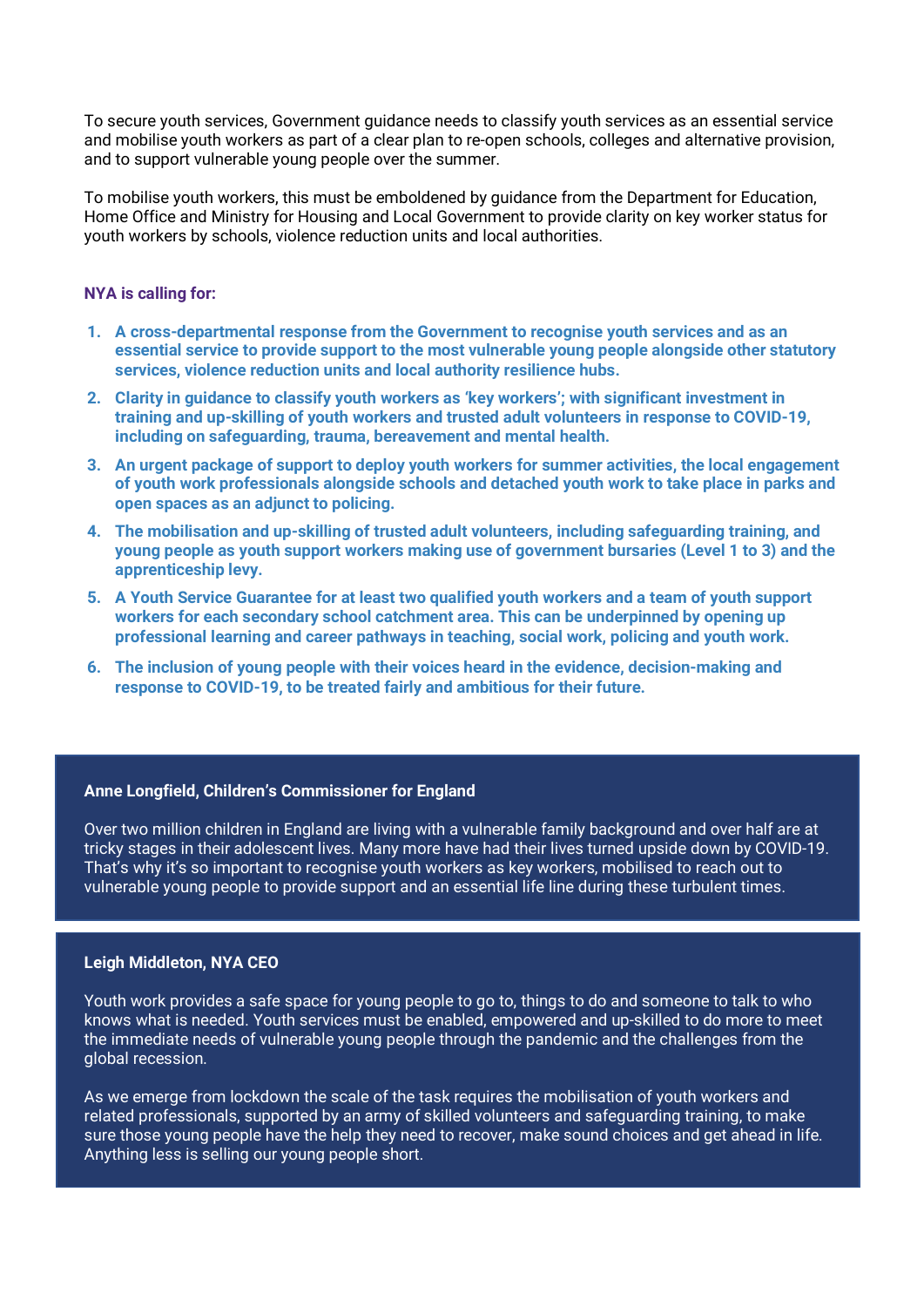To secure youth services, Government guidance needs to classify youth services as an essential service and mobilise youth workers as part of a clear plan to re-open schools, colleges and alternative provision, and to support vulnerable young people over the summer.

To mobilise youth workers, this must be emboldened by guidance from the Department for Education, Home Office and Ministry for Housing and Local Government to provide clarity on key worker status for youth workers by schools, violence reduction units and local authorities.

**NYA is calling for:**

1. **A cross-departmental response from the Government to recognise youth services and as an essential service to provide support to the most vulnerable young people alongside other statutory services, violence reduction units and local authority resilience hubs.**
2. **Clarity in guidance to classify youth workers as 'key workers'; with significant investment in training and up-skilling of youth workers and trusted adult volunteers in response to COVID-19, including on safeguarding, trauma, bereavement and mental health.**
3. **An urgent package of support to deploy youth workers for summer activities, the local engagement of youth work professionals alongside schools and detached youth work to take place in parks and open spaces as an adjunct to policing.**
4. **The mobilisation and up-skilling of trusted adult volunteers, including safeguarding training, and young people as youth support workers making use of government bursaries (Level 1 to 3) and the apprenticeship levy.**
5. **A Youth Service Guarantee for at least two qualified youth workers and a team of youth support workers for each secondary school catchment area. This can be underpinned by opening up professional learning and career pathways in teaching, social work, policing and youth work.**
6. **The inclusion of young people with their voices heard in the evidence, decision-making and response to COVID-19, to be treated fairly and ambitious for their future.**

**Anne Longfield, Children's Commissioner for England**

Over two million children in England are living with a vulnerable family background and over half are at tricky stages in their adolescent lives. Many more have had their lives turned upside down by COVID-19. That's why it's so important to recognise youth workers as key workers, mobilised to reach out to vulnerable young people to provide support and an essential life line during these turbulent times.

**Leigh Middleton, NYA CEO**

Youth work provides a safe space for young people to go to, things to do and someone to talk to who knows what is needed. Youth services must be enabled, empowered and up-skilled to do more to meet the immediate needs of vulnerable young people through the pandemic and the challenges from the global recession.

As we emerge from lockdown the scale of the task requires the mobilisation of youth workers and related professionals, supported by an army of skilled volunteers and safeguarding training, to make sure those young people have the help they need to recover, make sound choices and get ahead in life. Anything less is selling our young people short.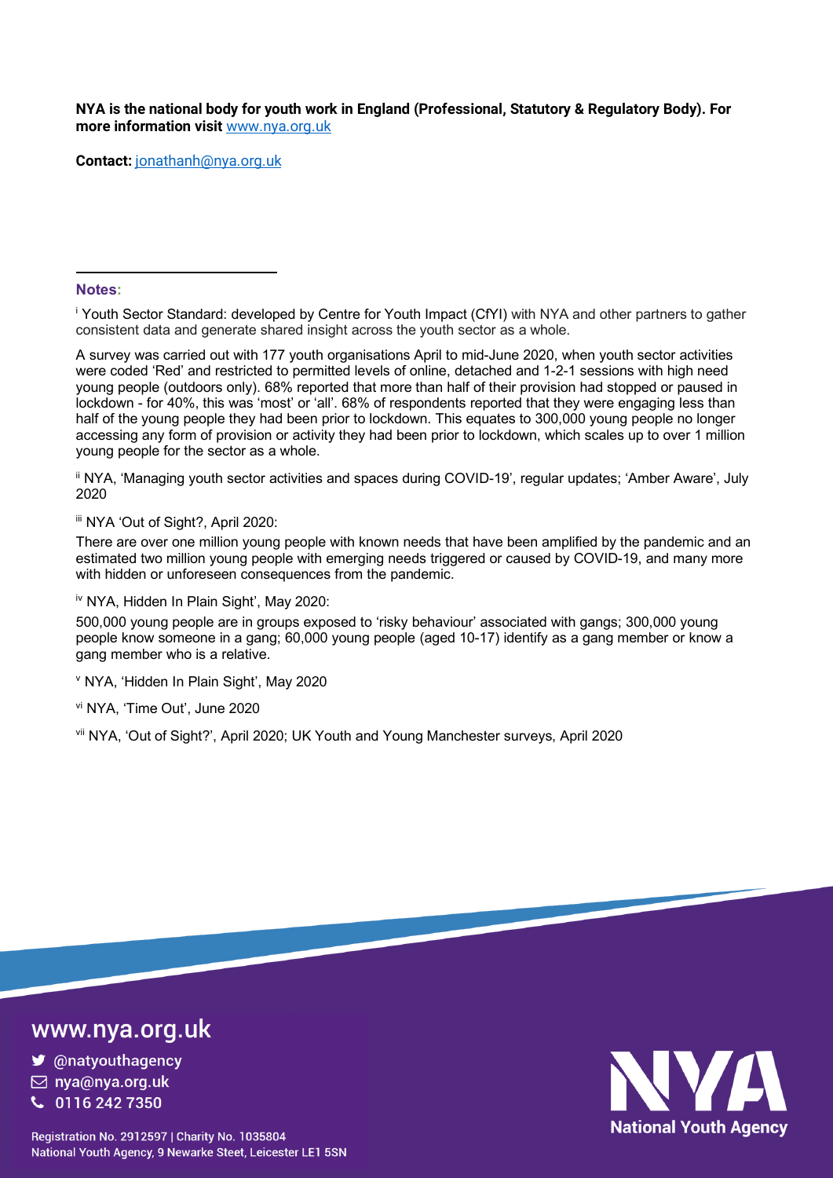**NYA is the national body for youth work in England (Professional, Statutory & Regulatory Body). For more information visit www.nya.org.uk**

**Contact:** jonathanh@nya.org.uk

---

**Notes:**

[i] Youth Sector Standard: developed by Centre for Youth Impact (CfYI) with NYA and other partners to gather consistent data and generate shared insight across the youth sector as a whole.

A survey was carried out with 177 youth organisations April to mid-June 2020, when youth sector activities were coded 'Red' and restricted to permitted levels of online, detached and 1-2-1 sessions with high need young people (outdoors only). 68% reported that more than half of their provision had stopped or paused in lockdown - for 40%, this was 'most' or 'all'. 68% of respondents reported that they were engaging less than half of the young people they had been prior to lockdown. This equates to 300,000 young people no longer accessing any form of provision or activity they had been prior to lockdown, which scales up to over 1 million young people for the sector as a whole.

[ii] NYA, 'Managing youth sector activities and spaces during COVID-19', regular updates; 'Amber Aware', July 2020

[iii] NYA 'Out of Sight?, April 2020:

There are over one million young people with known needs that have been amplified by the pandemic and an estimated two million young people with emerging needs triggered or caused by COVID-19, and many more with hidden or unforeseen consequences from the pandemic.

[iv] NYA, Hidden In Plain Sight', May 2020:

500,000 young people are in groups exposed to 'risky behaviour' associated with gangs; 300,000 young people know someone in a gang; 60,000 young people (aged 10-17) identify as a gang member or know a gang member who is a relative.

[v] NYA, 'Hidden In Plain Sight', May 2020

[vi] NYA, 'Time Out', June 2020

[vii] NYA, 'Out of Sight?', April 2020; UK Youth and Young Manchester surveys, April 2020

www.nya.org.uk

@natyouthagency

nya@nya.org.uk

0116 242 7350

Registration No. 2912597 | Charity No. 1035804

National Youth Agency, 9 Newarke Steet, Leicester LE1 5SN

NYA National Youth Agency